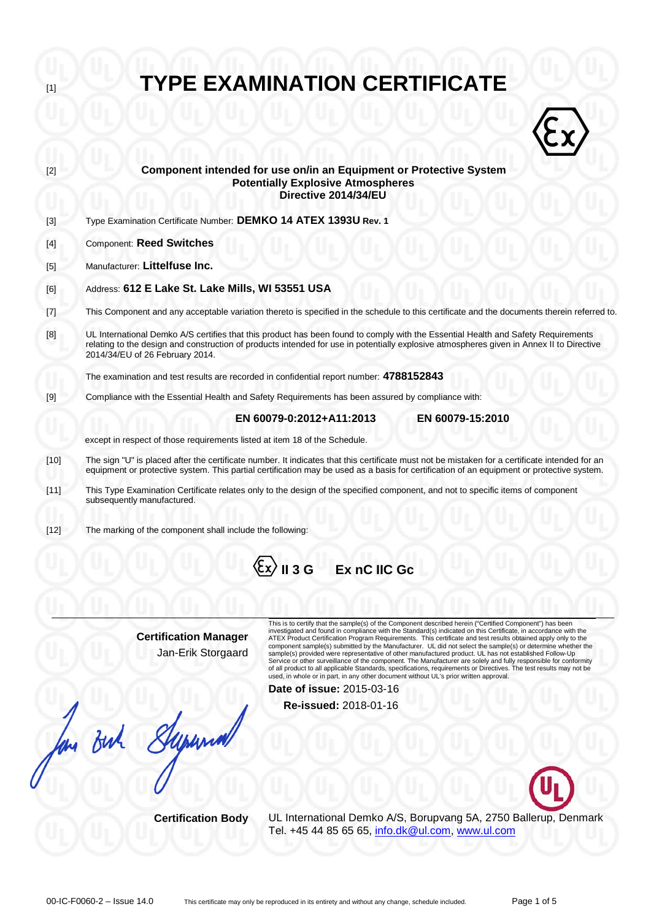[1] # TYPE EXAMINATION CERTIFICATE

[2] **Component intended for use on/in an Equipment or Protective System**
**Potentially Explosive Atmospheres**
**Directive 2014/34/EU**

[3] Type Examination Certificate Number: **DEMKO 14 ATEX 1393U Rev. 1**

[4] Component: **Reed Switches**

[5] Manufacturer: **Littelfuse Inc.**

[6] Address: **612 E Lake St. Lake Mills, WI 53551 USA**

[7] This Component and any acceptable variation thereto is specified in the schedule to this certificate and the documents therein referred to.

[8] UL International Demko A/S certifies that this product has been found to comply with the Essential Health and Safety Requirements relating to the design and construction of products intended for use in potentially explosive atmospheres given in Annex II to Directive 2014/34/EU of 26 February 2014.

The examination and test results are recorded in confidential report number: **4788152843**

[9] Compliance with the Essential Health and Safety Requirements has been assured by compliance with:

**EN 60079-0:2012+A11:2013** **EN 60079-15:2010**

except in respect of those requirements listed at item 18 of the Schedule.

[10] The sign "U" is placed after the certificate number. It indicates that this certificate must not be mistaken for a certificate intended for an equipment or protective system. This partial certification may be used as a basis for certification of an equipment or protective system.

[11] This Type Examination Certificate relates only to the design of the specified component, and not to specific items of component subsequently manufactured.

[12] The marking of the component shall include the following:

**Ex II 3 G Ex nC IIC Gc**

**Certification Manager**
Jan-Erik Storgaard

This is to certify that the sample(s) of the Component described herein ("Certified Component") has been investigated and found in compliance with the Standard(s) indicated on this Certificate, in accordance with the ATEX Product Certification Program Requirements. This certificate and test results obtained apply only to the component sample(s) submitted by the Manufacturer. UL did not select the sample(s) or determine whether the sample(s) provided were representative of other manufactured product. UL has not established Follow-Up Service or other surveillance of the component. The Manufacturer are solely and fully responsible for conformity of all product to all applicable Standards, specifications, requirements or Directives. The test results may not be used, in whole or in part, in any other document without UL's prior written approval.

**Date of issue:** 2015-03-16
**Re-issued:** 2018-01-16

**Certification Body** UL International Demko A/S, Borupvang 5A, 2750 Ballerup, Denmark
Tel. +45 44 85 65 65, info.dk@ul.com, www.ul.com

00-IC-F0060-2 – Issue 14.0 This certificate may only be reproduced in its entirety and without any change, schedule included.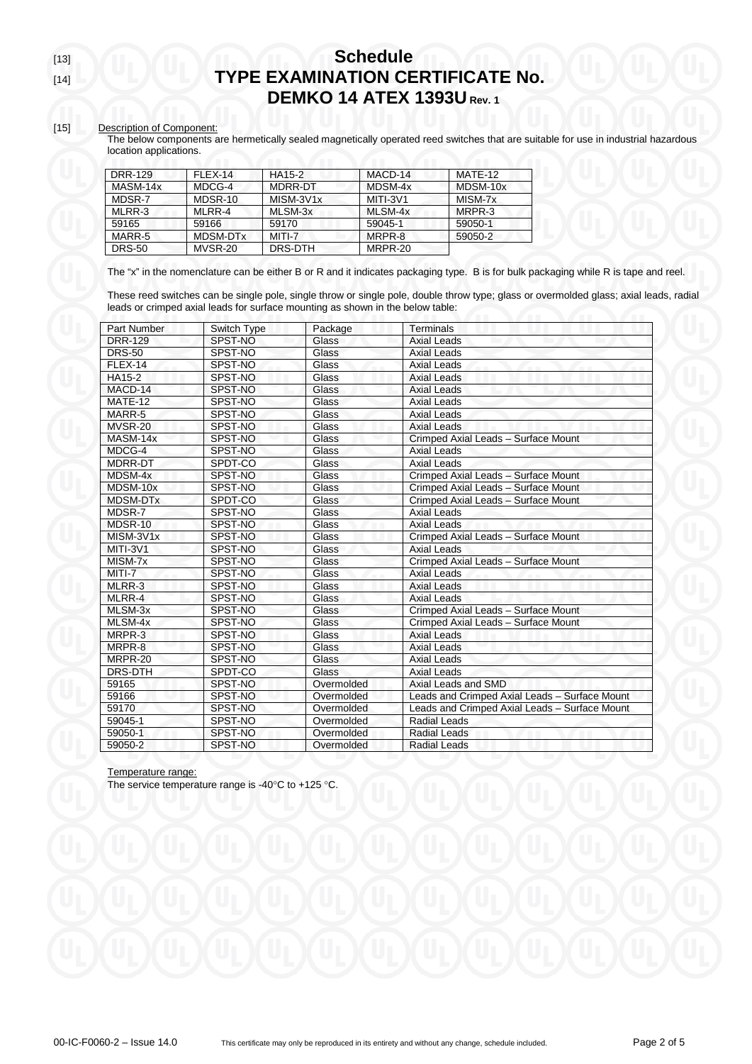[13]

# Schedule

[14]

# TYPE EXAMINATION CERTIFICATE No. DEMKO 14 ATEX 1393U Rev. 1

[15] Description of Component:

The below components are hermetically sealed magnetically operated reed switches that are suitable for use in industrial hazardous location applications.

| DRR-129 | FLEX-14 | HA15-2 | MACD-14 | MATE-12 |
|---|---|---|---|---|
| MASM-14x | MDCG-4 | MDRR-DT | MDSM-4x | MDSM-10x |
| MDSR-7 | MDSR-10 | MISM-3V1x | MITI-3V1 | MISM-7x |
| MLRR-3 | MLRR-4 | MLSM-3x | MLSM-4x | MRPR-3 |
| 59165 | 59166 | 59170 | 59045-1 | 59050-1 |
| MARR-5 | MDSM-DTx | MITI-7 | MRPR-8 | 59050-2 |
| DRS-50 | MVSR-20 | DRS-DTH | MRPR-20 | |

The "x" in the nomenclature can be either B or R and it indicates packaging type. B is for bulk packaging while R is tape and reel.

These reed switches can be single pole, single throw or single pole, double throw type; glass or overmolded glass; axial leads, radial leads or crimped axial leads for surface mounting as shown in the below table:

| Part Number | Switch Type | Package | Terminals |
|---|---|---|---|
| DRR-129 | SPST-NO | Glass | Axial Leads |
| DRS-50 | SPST-NO | Glass | Axial Leads |
| FLEX-14 | SPST-NO | Glass | Axial Leads |
| HA15-2 | SPST-NO | Glass | Axial Leads |
| MACD-14 | SPST-NO | Glass | Axial Leads |
| MATE-12 | SPST-NO | Glass | Axial Leads |
| MARR-5 | SPST-NO | Glass | Axial Leads |
| MVSR-20 | SPST-NO | Glass | Axial Leads |
| MASM-14x | SPST-NO | Glass | Crimped Axial Leads – Surface Mount |
| MDCG-4 | SPST-NO | Glass | Axial Leads |
| MDRR-DT | SPDT-CO | Glass | Axial Leads |
| MDSM-4x | SPST-NO | Glass | Crimped Axial Leads – Surface Mount |
| MDSM-10x | SPST-NO | Glass | Crimped Axial Leads – Surface Mount |
| MDSM-DTx | SPDT-CO | Glass | Crimped Axial Leads – Surface Mount |
| MDSR-7 | SPST-NO | Glass | Axial Leads |
| MDSR-10 | SPST-NO | Glass | Axial Leads |
| MISM-3V1x | SPST-NO | Glass | Crimped Axial Leads – Surface Mount |
| MITI-3V1 | SPST-NO | Glass | Axial Leads |
| MISM-7x | SPST-NO | Glass | Crimped Axial Leads – Surface Mount |
| MITI-7 | SPST-NO | Glass | Axial Leads |
| MLRR-3 | SPST-NO | Glass | Axial Leads |
| MLRR-4 | SPST-NO | Glass | Axial Leads |
| MLSM-3x | SPST-NO | Glass | Crimped Axial Leads – Surface Mount |
| MLSM-4x | SPST-NO | Glass | Crimped Axial Leads – Surface Mount |
| MRPR-3 | SPST-NO | Glass | Axial Leads |
| MRPR-8 | SPST-NO | Glass | Axial Leads |
| MRPR-20 | SPST-NO | Glass | Axial Leads |
| DRS-DTH | SPDT-CO | Glass | Axial Leads |
| 59165 | SPST-NO | Overmolded | Axial Leads and SMD |
| 59166 | SPST-NO | Overmolded | Leads and Crimped Axial Leads – Surface Mount |
| 59170 | SPST-NO | Overmolded | Leads and Crimped Axial Leads – Surface Mount |
| 59045-1 | SPST-NO | Overmolded | Radial Leads |
| 59050-1 | SPST-NO | Overmolded | Radial Leads |
| 59050-2 | SPST-NO | Overmolded | Radial Leads |

Temperature range:

The service temperature range is -40°C to +125 °C.

00-IC-F0060-2 – Issue 14.0 This certificate may only be reproduced in its entirety and without any change, schedule included.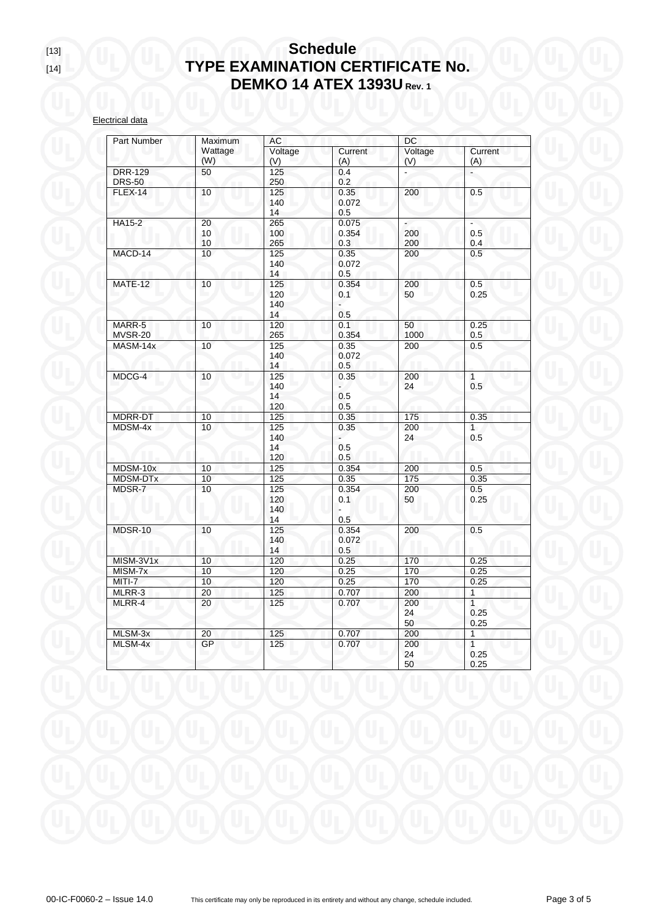[13]
[14]

# Schedule
# TYPE EXAMINATION CERTIFICATE No. DEMKO 14 ATEX 1393U Rev. 1

Electrical data

| Part Number | Maximum Wattage (W) | AC | | DC | |
|---|---|---|---|---|---|
| | | Voltage (V) | Current (A) | Voltage (V) | Current (A) |
| DRR-129<br>DRS-50 | 50 | 125<br>250 | 0.4<br>0.2 | - | - |
| FLEX-14 | 10 | 125<br>140<br>14 | 0.35<br>0.072<br>0.5 | 200 | 0.5 |
| HA15-2 | 20<br>10<br>10 | 265<br>100<br>265 | 0.075<br>0.354<br>0.3 | -<br>200<br>200 | -<br>0.5<br>0.4 |
| MACD-14 | 10 | 125<br>140<br>14 | 0.35<br>0.072<br>0.5 | 200 | 0.5 |
| MATE-12 | 10 | 125<br>120<br>140<br>14 | 0.354<br>0.1<br>-<br>0.5 | 200<br>50 | 0.5<br>0.25 |
| MARR-5<br>MVSR-20 | 10 | 120<br>265 | 0.1<br>0.354 | 50<br>1000 | 0.25<br>0.5 |
| MASM-14x | 10 | 125<br>140<br>14 | 0.35<br>0.072<br>0.5 | 200 | 0.5 |
| MDCG-4 | 10 | 125<br>140<br>14<br>120 | 0.35<br>-<br>0.5<br>0.5 | 200<br>24 | 1<br>0.5 |
| MDRR-DT | 10 | 125 | 0.35 | 175 | 0.35 |
| MDSM-4x | 10 | 125<br>140<br>14<br>120 | 0.35<br>-<br>0.5<br>0.5 | 200<br>24 | 1<br>0.5 |
| MDSM-10x | 10 | 125 | 0.354 | 200 | 0.5 |
| MDSM-DTx | 10 | 125 | 0.35 | 175 | 0.35 |
| MDSR-7 | 10 | 125<br>120<br>140<br>14 | 0.354<br>0.1<br>-<br>0.5 | 200<br>50 | 0.5<br>0.25 |
| MDSR-10 | 10 | 125<br>140<br>14 | 0.354<br>0.072<br>0.5 | 200 | 0.5 |
| MISM-3V1x | 10 | 120 | 0.25 | 170 | 0.25 |
| MISM-7x | 10 | 120 | 0.25 | 170 | 0.25 |
| MITI-7 | 10 | 120 | 0.25 | 170 | 0.25 |
| MLRR-3 | 20 | 125 | 0.707 | 200 | 1 |
| MLRR-4 | 20 | 125 | 0.707 | 200<br>24<br>50 | 1<br>0.25<br>0.25 |
| MLSM-3x | 20 | 125 | 0.707 | 200 | 1 |
| MLSM-4x | GP | 125 | 0.707 | 200<br>24<br>50 | 1<br>0.25<br>0.25 |

00-IC-F0060-2 – Issue 14.0 This certificate may only be reproduced in its entirety and without any change, schedule included.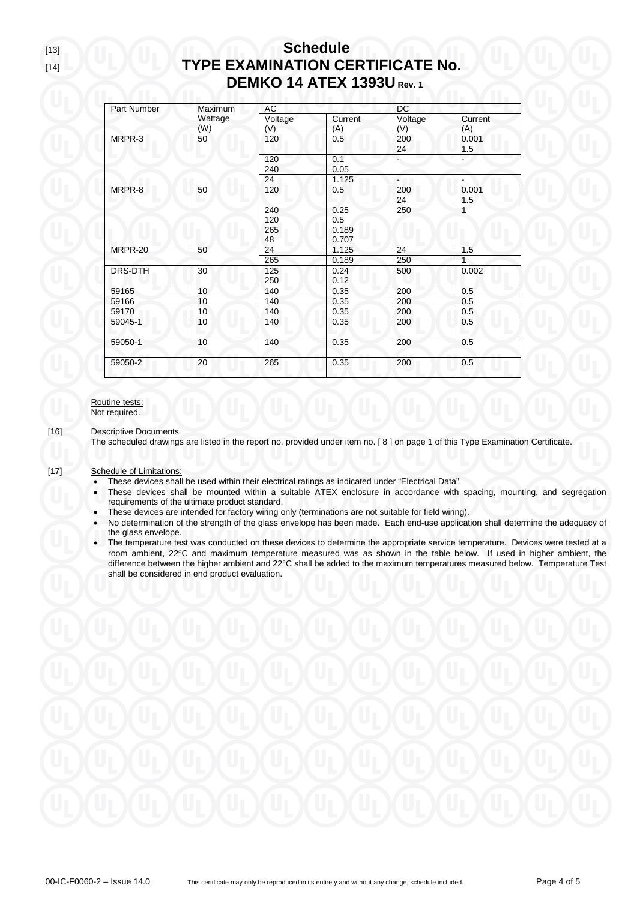[13]

# Schedule

[14]

# TYPE EXAMINATION CERTIFICATE No. DEMKO 14 ATEX 1393U Rev. 1

| Part Number | Maximum Wattage (W) | AC | | DC | |
|---|---|---|---|---|---|
| | | Voltage (V) | Current (A) | Voltage (V) | Current (A) |
| MRPR-3 | 50 | 120 | 0.5 | 200<br>24 | 0.001<br>1.5 |
| | | 120<br>240 | 0.1<br>0.05 | - | - |
| | | 24 | 1.125 | - | - |
| MRPR-8 | 50 | 120 | 0.5 | 200<br>24 | 0.001<br>1.5 |
| | | 240<br>120<br>265<br>48 | 0.25<br>0.5<br>0.189<br>0.707 | 250 | 1 |
| MRPR-20 | 50 | 24 | 1.125 | 24 | 1.5 |
| | | 265 | 0.189 | 250 | 1 |
| DRS-DTH | 30 | 125<br>250 | 0.24<br>0.12 | 500 | 0.002 |
| 59165 | 10 | 140 | 0.35 | 200 | 0.5 |
| 59166 | 10 | 140 | 0.35 | 200 | 0.5 |
| 59170 | 10 | 140 | 0.35 | 200 | 0.5 |
| 59045-1 | 10 | 140 | 0.35 | 200 | 0.5 |
| 59050-1 | 10 | 140 | 0.35 | 200 | 0.5 |
| 59050-2 | 20 | 265 | 0.35 | 200 | 0.5 |

Routine tests:
Not required.

[16] Descriptive Documents

The scheduled drawings are listed in the report no. provided under item no. [ 8 ] on page 1 of this Type Examination Certificate.

[17] Schedule of Limitations:

- These devices shall be used within their electrical ratings as indicated under "Electrical Data".
- These devices shall be mounted within a suitable ATEX enclosure in accordance with spacing, mounting, and segregation requirements of the ultimate product standard.
- These devices are intended for factory wiring only (terminations are not suitable for field wiring).
- No determination of the strength of the glass envelope has been made. Each end-use application shall determine the adequacy of the glass envelope.
- The temperature test was conducted on these devices to determine the appropriate service temperature. Devices were tested at a room ambient, 22°C and maximum temperature measured was as shown in the table below. If used in higher ambient, the difference between the higher ambient and 22°C shall be added to the maximum temperatures measured below. Temperature Test shall be considered in end product evaluation.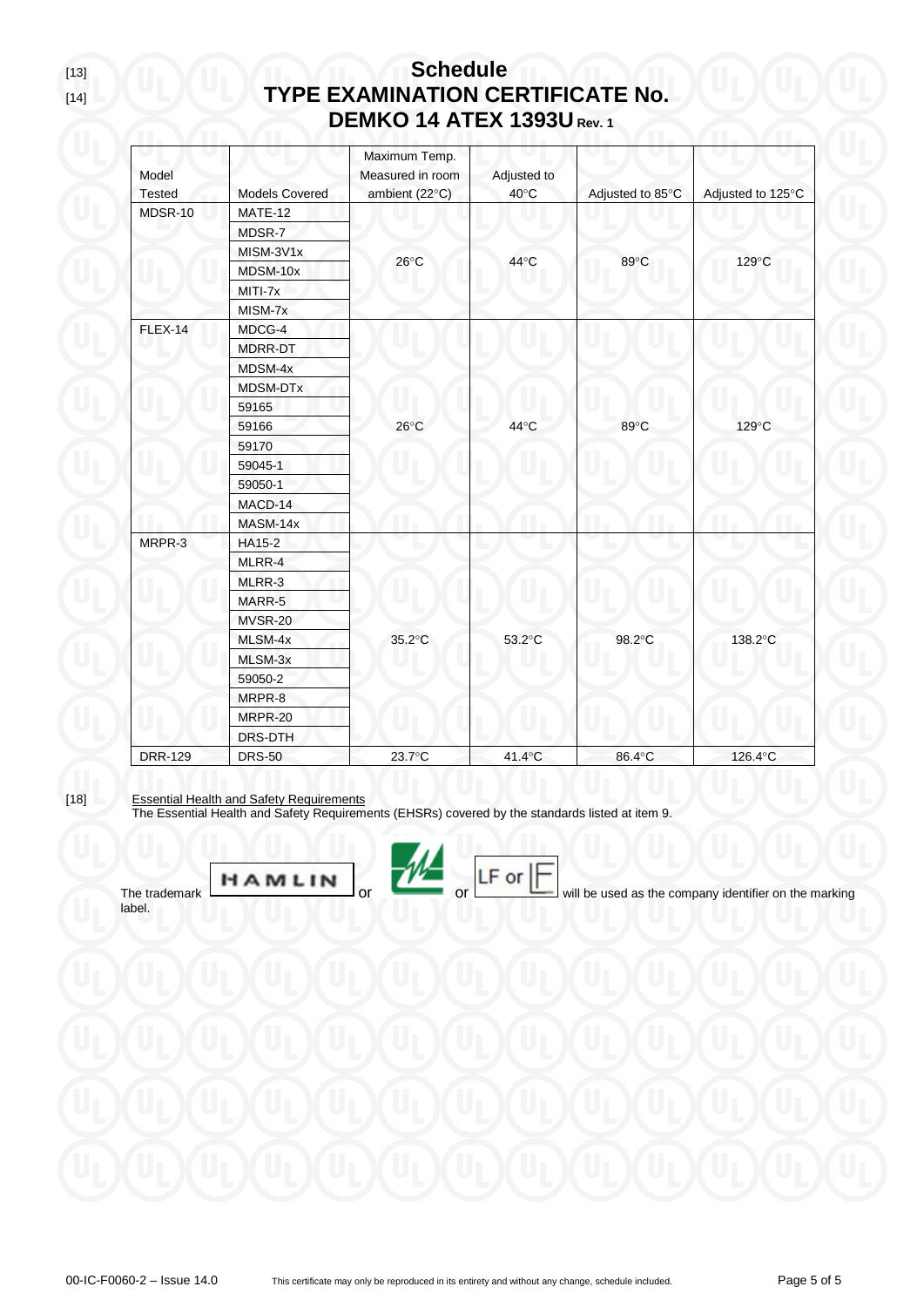[13] [14]

# Schedule
# TYPE EXAMINATION CERTIFICATE No. DEMKO 14 ATEX 1393U Rev. 1

| Model Tested | Models Covered | Maximum Temp. Measured in room ambient (22°C) | Adjusted to 40°C | Adjusted to 85°C | Adjusted to 125°C |
|---|---|---|---|---|---|
| MDSR-10 | MATE-12 | 26°C | 44°C | 89°C | 129°C |
| | MDSR-7 | | | | |
| | MISM-3V1x | | | | |
| | MDSM-10x | | | | |
| | MITI-7x | | | | |
| | MISM-7x | | | | |
| FLEX-14 | MDCG-4 | 26°C | 44°C | 89°C | 129°C |
| | MDRR-DT | | | | |
| | MDSM-4x | | | | |
| | MDSM-DTx | | | | |
| | 59165 | | | | |
| | 59166 | | | | |
| | 59170 | | | | |
| | 59045-1 | | | | |
| | 59050-1 | | | | |
| | MACD-14 | | | | |
| | MASM-14x | | | | |
| MRPR-3 | HA15-2 | 35.2°C | 53.2°C | 98.2°C | 138.2°C |
| | MLRR-4 | | | | |
| | MLRR-3 | | | | |
| | MARR-5 | | | | |
| | MVSR-20 | | | | |
| | MLSM-4x | | | | |
| | MLSM-3x | | | | |
| | 59050-2 | | | | |
| | MRPR-8 | | | | |
| | MRPR-20 | | | | |
| | DRS-DTH | | | | |
| DRR-129 | DRS-50 | 23.7°C | 41.4°C | 86.4°C | 126.4°C |

[18] Essential Health and Safety Requirements

The Essential Health and Safety Requirements (EHSRs) covered by the standards listed at item 9.

The trademark HAMLIN or [logo] or LF or [logo] will be used as the company identifier on the marking label.

00-IC-F0060-2 – Issue 14.0 This certificate may only be reproduced in its entirety and without any change, schedule included.